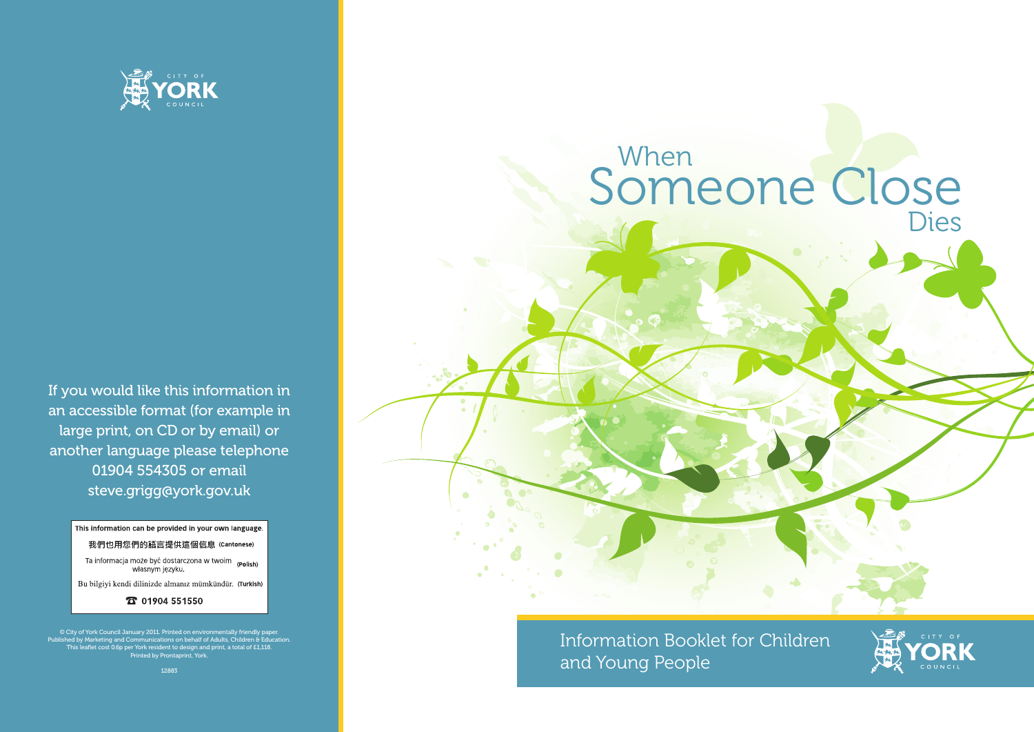# When Someone Close Dies

Information Booklet for Children and Young People

CITY OF YORK COUNCIL

If you would like this information in an accessible format (for example in large print, on CD or by email) or another language please telephone 01904 554305 or email steve.grigg@york.gov.uk

This information can be provided in your own language.

我們也用您們的語言提供這個信息 (Cantonese)

Ta informacja może być dostarczona w twoim własnym języku. (Polish)

Bu bilgiyi kendi dilinizde almanız mümkündür. (Turkish)

☎ 01904 551550

© City of York Council January 2011. Printed on environmentally friendly paper. Published by Marketing and Communications on behalf of Adults, Children & Education. This leaflet cost 0.6p per York resident to design and print, a total of £1,118. Printed by Prontaprint, York.

12883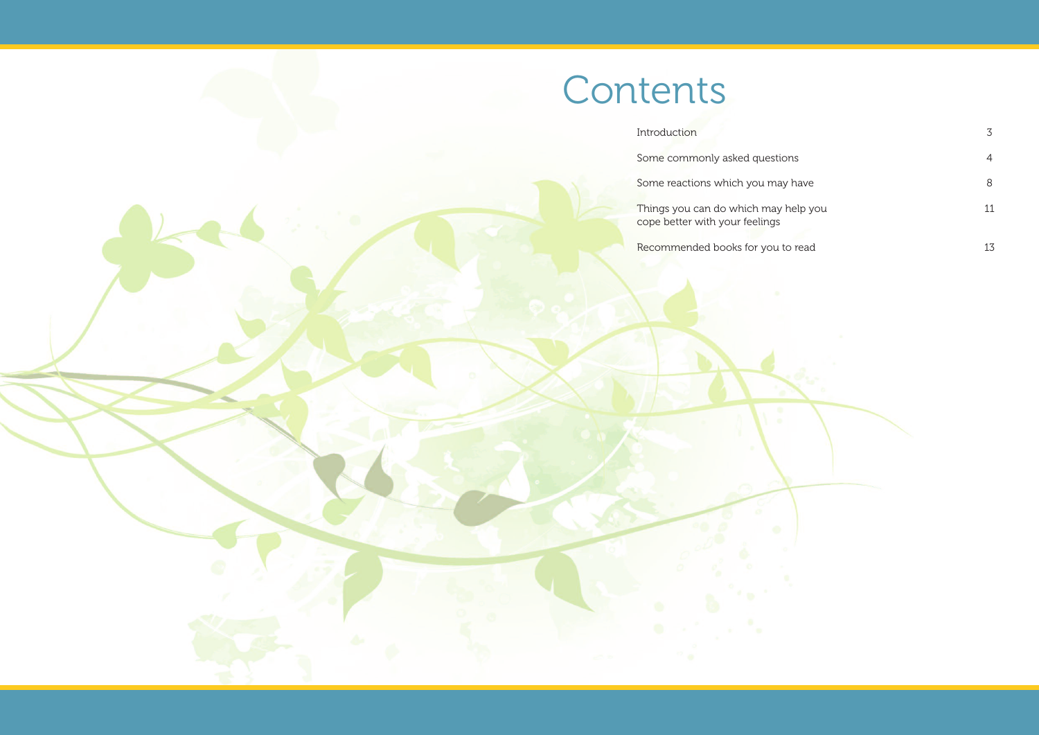# Contents

| | |
|---|---|
| Introduction | 3 |
| Some commonly asked questions | 4 |
| Some reactions which you may have | 8 |
| Things you can do which may help you cope better with your feelings | 11 |
| Recommended books for you to read | 13 |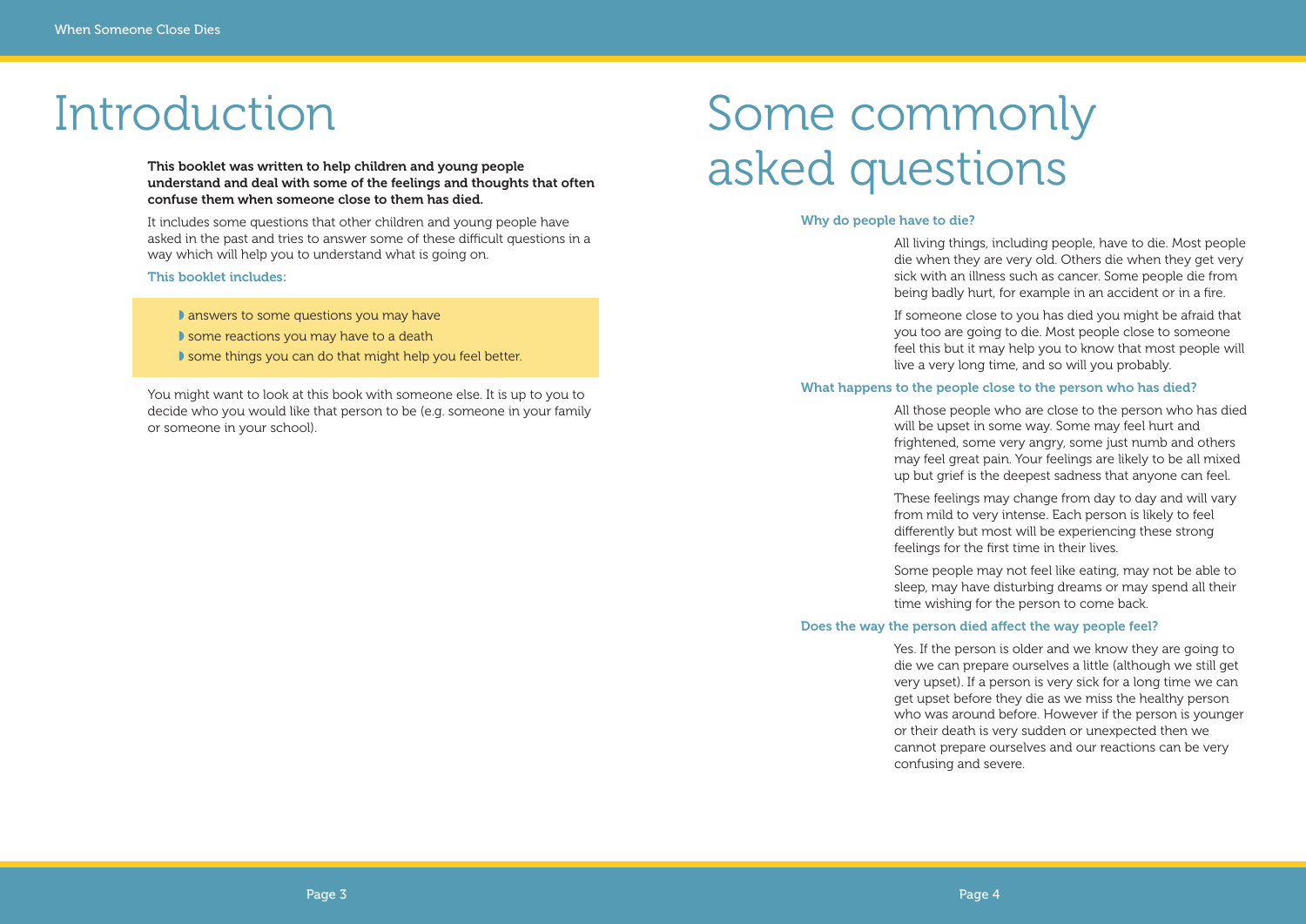# Introduction

**This booklet was written to help children and young people understand and deal with some of the feelings and thoughts that often confuse them when someone close to them has died.**

It includes some questions that other children and young people have asked in the past and tries to answer some of these difficult questions in a way which will help you to understand what is going on.

### This booklet includes:

- answers to some questions you may have
- some reactions you may have to a death
- some things you can do that might help you feel better.

You might want to look at this book with someone else. It is up to you to decide who you would like that person to be (e.g. someone in your family or someone in your school).

# Some commonly asked questions

### Why do people have to die?

All living things, including people, have to die. Most people die when they are very old. Others die when they get very sick with an illness such as cancer. Some people die from being badly hurt, for example in an accident or in a fire.

If someone close to you has died you might be afraid that you too are going to die. Most people close to someone feel this but it may help you to know that most people will live a very long time, and so will you probably.

### What happens to the people close to the person who has died?

All those people who are close to the person who has died will be upset in some way. Some may feel hurt and frightened, some very angry, some just numb and others may feel great pain. Your feelings are likely to be all mixed up but grief is the deepest sadness that anyone can feel.

These feelings may change from day to day and will vary from mild to very intense. Each person is likely to feel differently but most will be experiencing these strong feelings for the first time in their lives.

Some people may not feel like eating, may not be able to sleep, may have disturbing dreams or may spend all their time wishing for the person to come back.

### Does the way the person died affect the way people feel?

Yes. If the person is older and we know they are going to die we can prepare ourselves a little (although we still get very upset). If a person is very sick for a long time we can get upset before they die as we miss the healthy person who was around before. However if the person is younger or their death is very sudden or unexpected then we cannot prepare ourselves and our reactions can be very confusing and severe.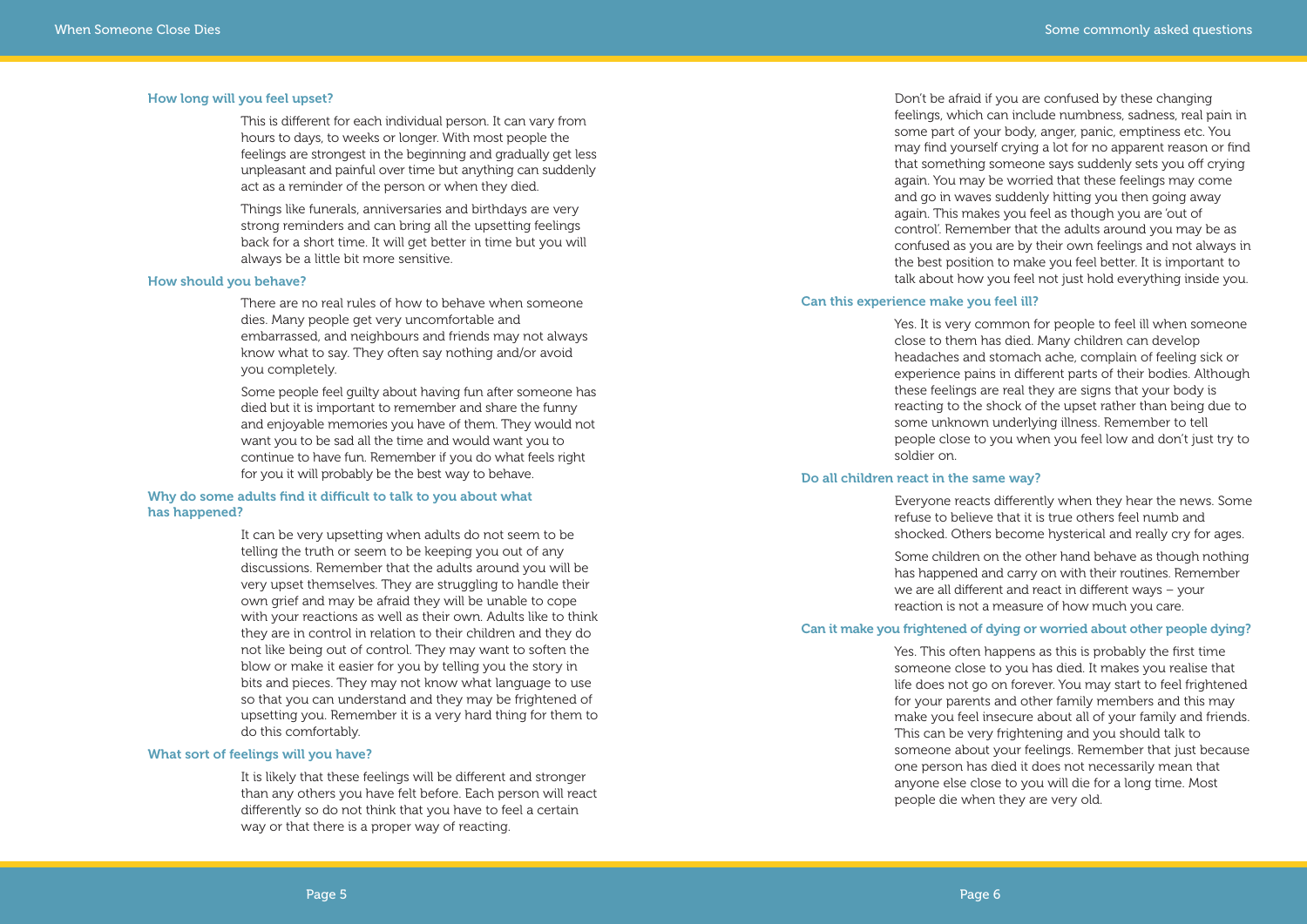### How long will you feel upset?

This is different for each individual person. It can vary from hours to days, to weeks or longer. With most people the feelings are strongest in the beginning and gradually get less unpleasant and painful over time but anything can suddenly act as a reminder of the person or when they died.

Things like funerals, anniversaries and birthdays are very strong reminders and can bring all the upsetting feelings back for a short time. It will get better in time but you will always be a little bit more sensitive.

### How should you behave?

There are no real rules of how to behave when someone dies. Many people get very uncomfortable and embarrassed, and neighbours and friends may not always know what to say. They often say nothing and/or avoid you completely.

Some people feel guilty about having fun after someone has died but it is important to remember and share the funny and enjoyable memories you have of them. They would not want you to be sad all the time and would want you to continue to have fun. Remember if you do what feels right for you it will probably be the best way to behave.

### Why do some adults find it difficult to talk to you about what has happened?

It can be very upsetting when adults do not seem to be telling the truth or seem to be keeping you out of any discussions. Remember that the adults around you will be very upset themselves. They are struggling to handle their own grief and may be afraid they will be unable to cope with your reactions as well as their own. Adults like to think they are in control in relation to their children and they do not like being out of control. They may want to soften the blow or make it easier for you by telling you the story in bits and pieces. They may not know what language to use so that you can understand and they may be frightened of upsetting you. Remember it is a very hard thing for them to do this comfortably.

### What sort of feelings will you have?

It is likely that these feelings will be different and stronger than any others you have felt before. Each person will react differently so do not think that you have to feel a certain way or that there is a proper way of reacting.

Don't be afraid if you are confused by these changing feelings, which can include numbness, sadness, real pain in some part of your body, anger, panic, emptiness etc. You may find yourself crying a lot for no apparent reason or find that something someone says suddenly sets you off crying again. You may be worried that these feelings may come and go in waves suddenly hitting you then going away again. This makes you feel as though you are 'out of control'. Remember that the adults around you may be as confused as you are by their own feelings and not always in the best position to make you feel better. It is important to talk about how you feel not just hold everything inside you.

### Can this experience make you feel ill?

Yes. It is very common for people to feel ill when someone close to them has died. Many children can develop headaches and stomach ache, complain of feeling sick or experience pains in different parts of their bodies. Although these feelings are real they are signs that your body is reacting to the shock of the upset rather than being due to some unknown underlying illness. Remember to tell people close to you when you feel low and don't just try to soldier on.

### Do all children react in the same way?

Everyone reacts differently when they hear the news. Some refuse to believe that it is true others feel numb and shocked. Others become hysterical and really cry for ages.

Some children on the other hand behave as though nothing has happened and carry on with their routines. Remember we are all different and react in different ways – your reaction is not a measure of how much you care.

### Can it make you frightened of dying or worried about other people dying?

Yes. This often happens as this is probably the first time someone close to you has died. It makes you realise that life does not go on forever. You may start to feel frightened for your parents and other family members and this may make you feel insecure about all of your family and friends. This can be very frightening and you should talk to someone about your feelings. Remember that just because one person has died it does not necessarily mean that anyone else close to you will die for a long time. Most people die when they are very old.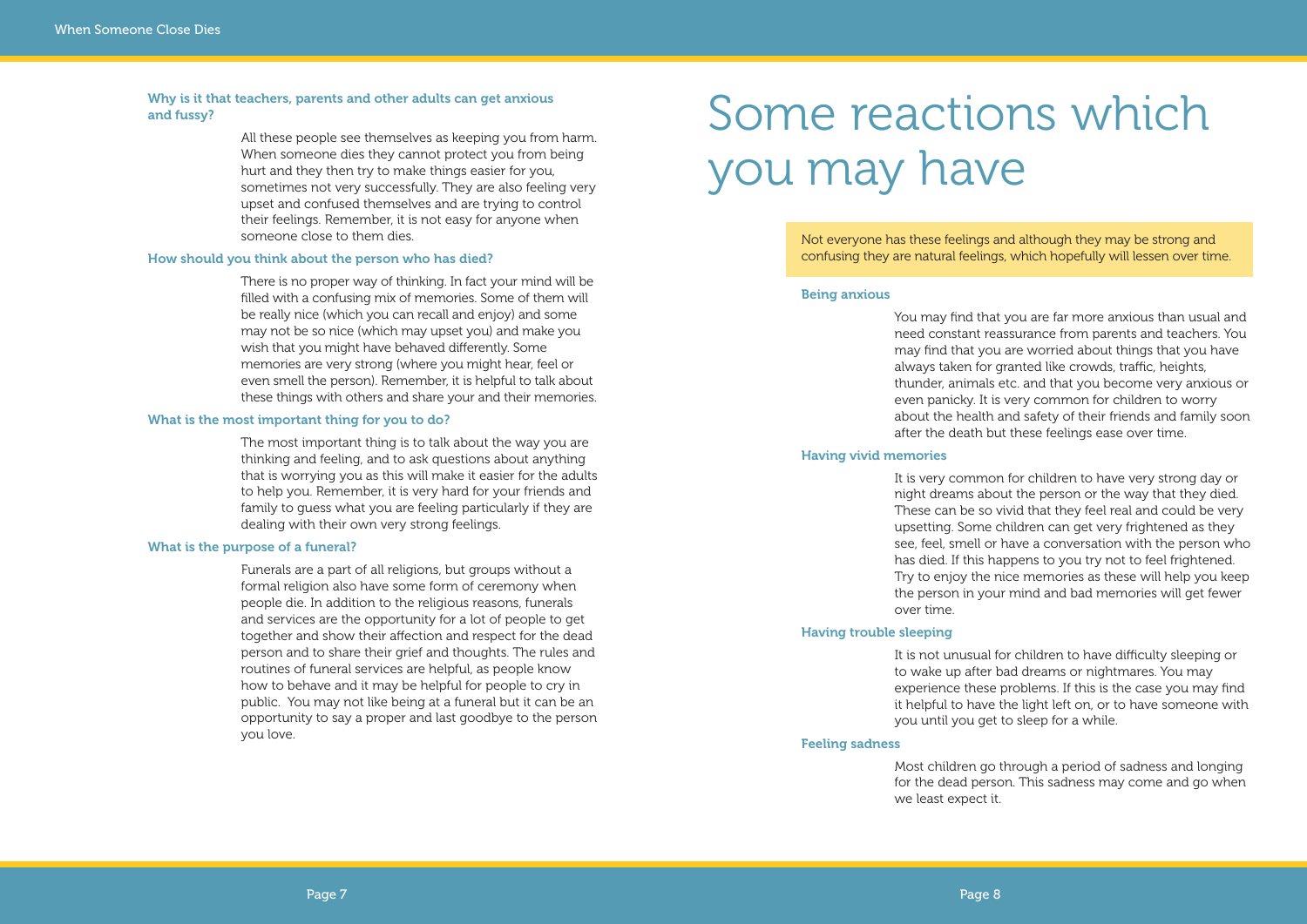### Why is it that teachers, parents and other adults can get anxious and fussy?

All these people see themselves as keeping you from harm. When someone dies they cannot protect you from being hurt and they then try to make things easier for you, sometimes not very successfully. They are also feeling very upset and confused themselves and are trying to control their feelings. Remember, it is not easy for anyone when someone close to them dies.

### How should you think about the person who has died?

There is no proper way of thinking. In fact your mind will be filled with a confusing mix of memories. Some of them will be really nice (which you can recall and enjoy) and some may not be so nice (which may upset you) and make you wish that you might have behaved differently. Some memories are very strong (where you might hear, feel or even smell the person). Remember, it is helpful to talk about these things with others and share your and their memories.

### What is the most important thing for you to do?

The most important thing is to talk about the way you are thinking and feeling, and to ask questions about anything that is worrying you as this will make it easier for the adults to help you. Remember, it is very hard for your friends and family to guess what you are feeling particularly if they are dealing with their own very strong feelings.

### What is the purpose of a funeral?

Funerals are a part of all religions, but groups without a formal religion also have some form of ceremony when people die. In addition to the religious reasons, funerals and services are the opportunity for a lot of people to get together and show their affection and respect for the dead person and to share their grief and thoughts. The rules and routines of funeral services are helpful, as people know how to behave and it may be helpful for people to cry in public. You may not like being at a funeral but it can be an opportunity to say a proper and last goodbye to the person you love.

# Some reactions which you may have

Not everyone has these feelings and although they may be strong and confusing they are natural feelings, which hopefully will lessen over time.

### Being anxious

You may find that you are far more anxious than usual and need constant reassurance from parents and teachers. You may find that you are worried about things that you have always taken for granted like crowds, traffic, heights, thunder, animals etc. and that you become very anxious or even panicky. It is very common for children to worry about the health and safety of their friends and family soon after the death but these feelings ease over time.

### Having vivid memories

It is very common for children to have very strong day or night dreams about the person or the way that they died. These can be so vivid that they feel real and could be very upsetting. Some children can get very frightened as they see, feel, smell or have a conversation with the person who has died. If this happens to you try not to feel frightened. Try to enjoy the nice memories as these will help you keep the person in your mind and bad memories will get fewer over time.

### Having trouble sleeping

It is not unusual for children to have difficulty sleeping or to wake up after bad dreams or nightmares. You may experience these problems. If this is the case you may find it helpful to have the light left on, or to have someone with you until you get to sleep for a while.

### Feeling sadness

Most children go through a period of sadness and longing for the dead person. This sadness may come and go when we least expect it.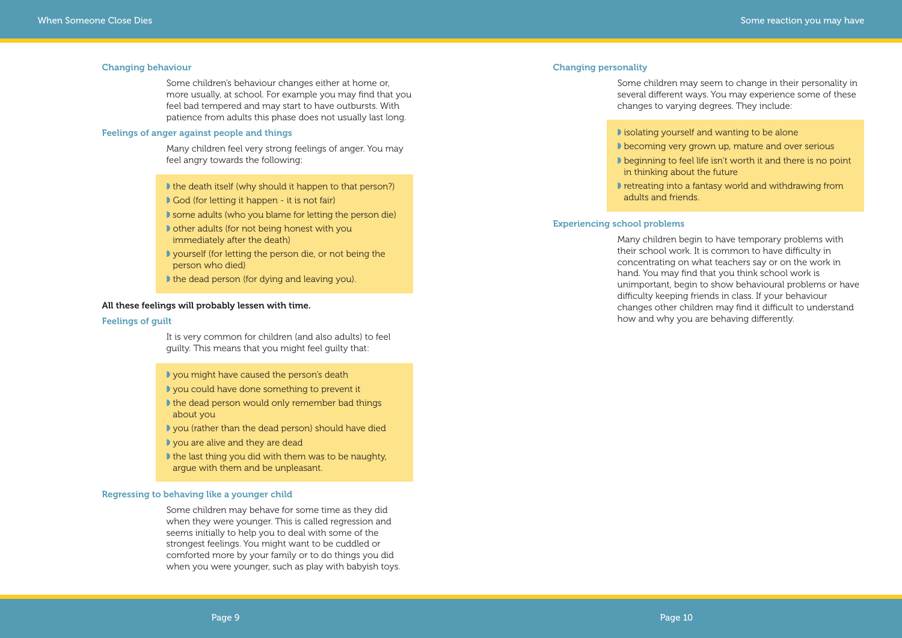### Changing behaviour

Some children's behaviour changes either at home or, more usually, at school. For example you may find that you feel bad tempered and may start to have outbursts. With patience from adults this phase does not usually last long.

### Feelings of anger against people and things

Many children feel very strong feelings of anger. You may feel angry towards the following:

- the death itself (why should it happen to that person?)
- God (for letting it happen - it is not fair)
- some adults (who you blame for letting the person die)
- other adults (for not being honest with you immediately after the death)
- yourself (for letting the person die, or not being the person who died)
- the dead person (for dying and leaving you).

**All these feelings will probably lessen with time.**

### Feelings of guilt

It is very common for children (and also adults) to feel guilty. This means that you might feel guilty that:

- you might have caused the person's death
- you could have done something to prevent it
- the dead person would only remember bad things about you
- you (rather than the dead person) should have died
- you are alive and they are dead
- the last thing you did with them was to be naughty, argue with them and be unpleasant.

### Regressing to behaving like a younger child

Some children may behave for some time as they did when they were younger. This is called regression and seems initially to help you to deal with some of the strongest feelings. You might want to be cuddled or comforted more by your family or to do things you did when you were younger, such as play with babyish toys.

### Changing personality

Some children may seem to change in their personality in several different ways. You may experience some of these changes to varying degrees. They include:

- isolating yourself and wanting to be alone
- becoming very grown up, mature and over serious
- beginning to feel life isn't worth it and there is no point in thinking about the future
- retreating into a fantasy world and withdrawing from adults and friends.

### Experiencing school problems

Many children begin to have temporary problems with their school work. It is common to have difficulty in concentrating on what teachers say or on the work in hand. You may find that you think school work is unimportant, begin to show behavioural problems or have difficulty keeping friends in class. If your behaviour changes other children may find it difficult to understand how and why you are behaving differently.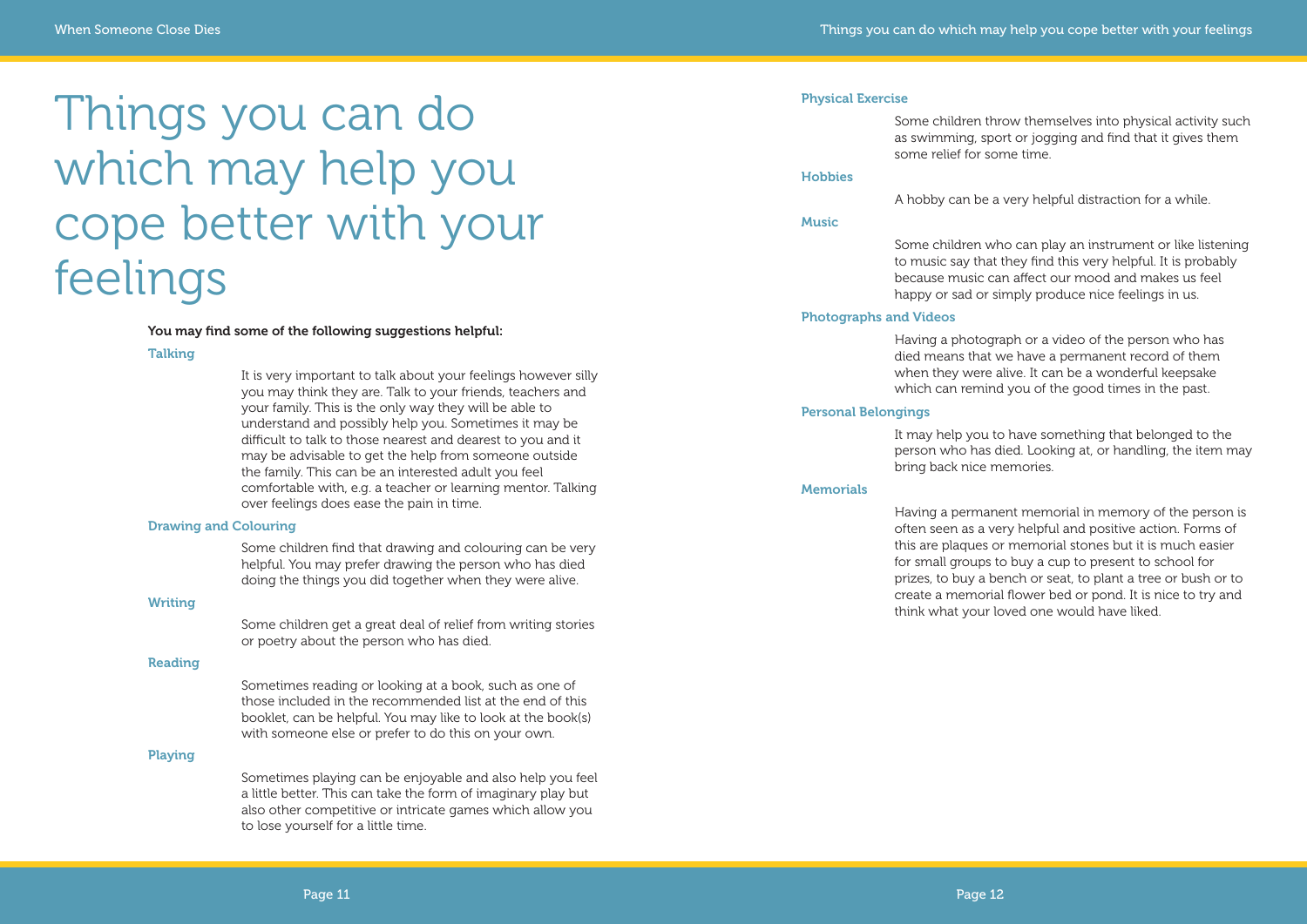# Things you can do which may help you cope better with your feelings

**You may find some of the following suggestions helpful:**

### Talking

It is very important to talk about your feelings however silly you may think they are. Talk to your friends, teachers and your family. This is the only way they will be able to understand and possibly help you. Sometimes it may be difficult to talk to those nearest and dearest to you and it may be advisable to get the help from someone outside the family. This can be an interested adult you feel comfortable with, e.g. a teacher or learning mentor. Talking over feelings does ease the pain in time.

### Drawing and Colouring

Some children find that drawing and colouring can be very helpful. You may prefer drawing the person who has died doing the things you did together when they were alive.

### Writing

Some children get a great deal of relief from writing stories or poetry about the person who has died.

### Reading

Sometimes reading or looking at a book, such as one of those included in the recommended list at the end of this booklet, can be helpful. You may like to look at the book(s) with someone else or prefer to do this on your own.

### Playing

Sometimes playing can be enjoyable and also help you feel a little better. This can take the form of imaginary play but also other competitive or intricate games which allow you to lose yourself for a little time.

### Physical Exercise

Some children throw themselves into physical activity such as swimming, sport or jogging and find that it gives them some relief for some time.

### Hobbies

A hobby can be a very helpful distraction for a while.

### Music

Some children who can play an instrument or like listening to music say that they find this very helpful. It is probably because music can affect our mood and makes us feel happy or sad or simply produce nice feelings in us.

### Photographs and Videos

Having a photograph or a video of the person who has died means that we have a permanent record of them when they were alive. It can be a wonderful keepsake which can remind you of the good times in the past.

### Personal Belongings

It may help you to have something that belonged to the person who has died. Looking at, or handling, the item may bring back nice memories.

### Memorials

Having a permanent memorial in memory of the person is often seen as a very helpful and positive action. Forms of this are plaques or memorial stones but it is much easier for small groups to buy a cup to present to school for prizes, to buy a bench or seat, to plant a tree or bush or to create a memorial flower bed or pond. It is nice to try and think what your loved one would have liked.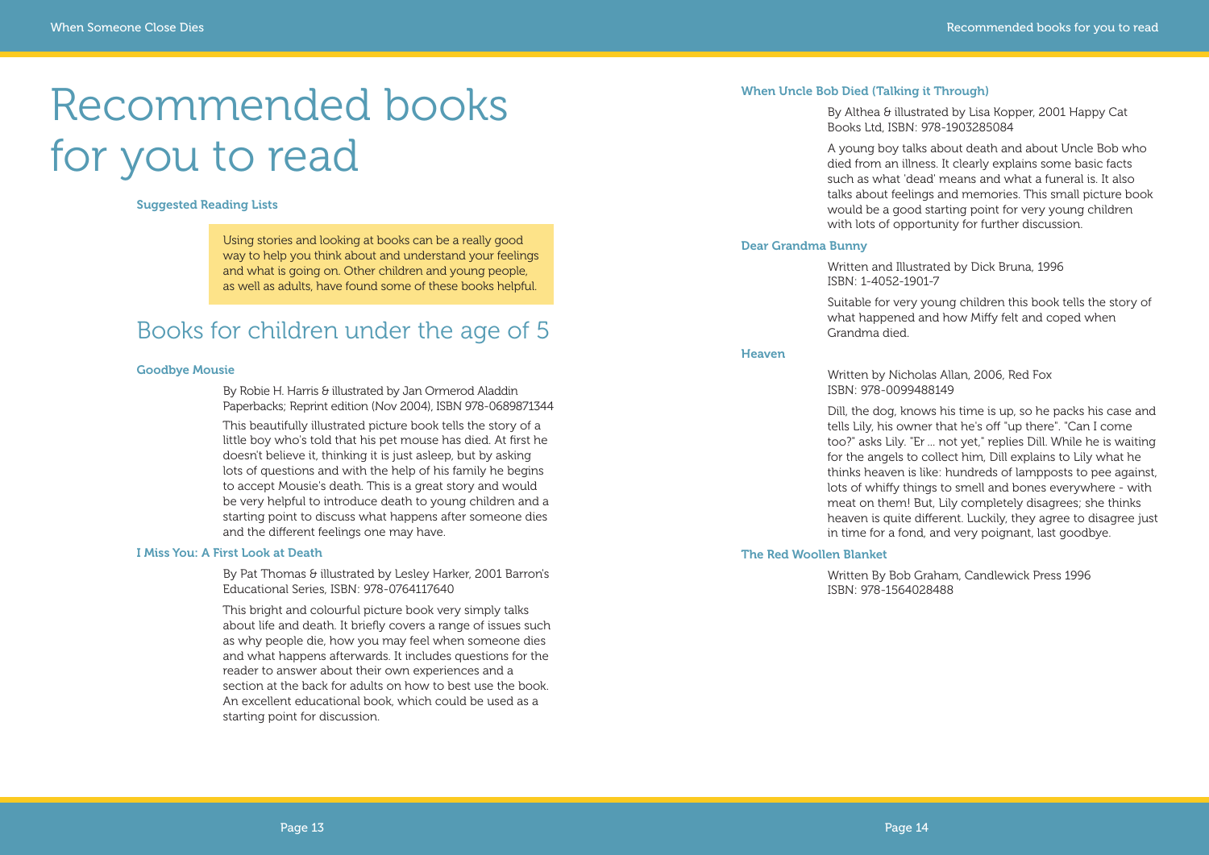# Recommended books for you to read

### Suggested Reading Lists

Using stories and looking at books can be a really good way to help you think about and understand your feelings and what is going on. Other children and young people, as well as adults, have found some of these books helpful.

## Books for children under the age of 5

### Goodbye Mousie

By Robie H. Harris & illustrated by Jan Ormerod Aladdin Paperbacks; Reprint edition (Nov 2004), ISBN 978-0689871344

This beautifully illustrated picture book tells the story of a little boy who's told that his pet mouse has died. At first he doesn't believe it, thinking it is just asleep, but by asking lots of questions and with the help of his family he begins to accept Mousie's death. This is a great story and would be very helpful to introduce death to young children and a starting point to discuss what happens after someone dies and the different feelings one may have.

### I Miss You: A First Look at Death

By Pat Thomas & illustrated by Lesley Harker, 2001 Barron's Educational Series, ISBN: 978-0764117640

This bright and colourful picture book very simply talks about life and death. It briefly covers a range of issues such as why people die, how you may feel when someone dies and what happens afterwards. It includes questions for the reader to answer about their own experiences and a section at the back for adults on how to best use the book. An excellent educational book, which could be used as a starting point for discussion.

### When Uncle Bob Died (Talking it Through)

By Althea & illustrated by Lisa Kopper, 2001 Happy Cat Books Ltd, ISBN: 978-1903285084

A young boy talks about death and about Uncle Bob who died from an illness. It clearly explains some basic facts such as what 'dead' means and what a funeral is. It also talks about feelings and memories. This small picture book would be a good starting point for very young children with lots of opportunity for further discussion.

### Dear Grandma Bunny

Written and Illustrated by Dick Bruna, 1996
ISBN: 1-4052-1901-7

Suitable for very young children this book tells the story of what happened and how Miffy felt and coped when Grandma died.

### Heaven

Written by Nicholas Allan, 2006, Red Fox
ISBN: 978-0099488149

Dill, the dog, knows his time is up, so he packs his case and tells Lily, his owner that he's off "up there". "Can I come too?" asks Lily. "Er ... not yet," replies Dill. While he is waiting for the angels to collect him, Dill explains to Lily what he thinks heaven is like: hundreds of lampposts to pee against, lots of whiffy things to smell and bones everywhere - with meat on them! But, Lily completely disagrees; she thinks heaven is quite different. Luckily, they agree to disagree just in time for a fond, and very poignant, last goodbye.

### The Red Woollen Blanket

Written By Bob Graham, Candlewick Press 1996
ISBN: 978-1564028488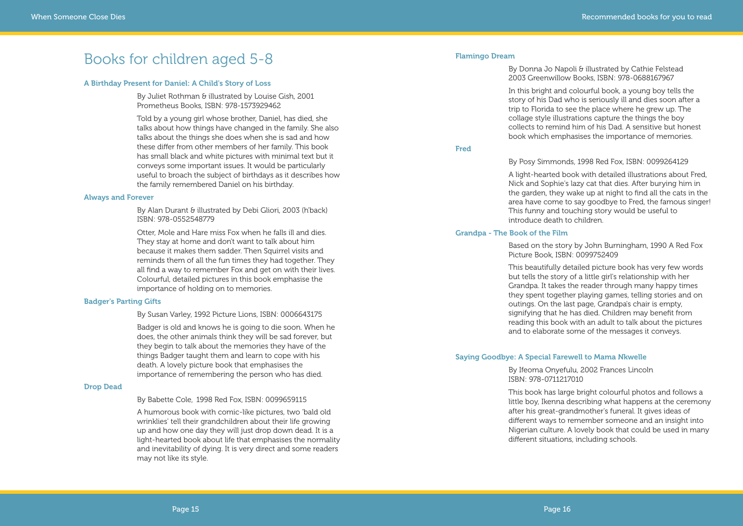# Books for children aged 5-8

### A Birthday Present for Daniel: A Child's Story of Loss

By Juliet Rothman & illustrated by Louise Gish, 2001 Prometheus Books, ISBN: 978-1573929462

Told by a young girl whose brother, Daniel, has died, she talks about how things have changed in the family. She also talks about the things she does when she is sad and how these differ from other members of her family. This book has small black and white pictures with minimal text but it conveys some important issues. It would be particularly useful to broach the subject of birthdays as it describes how the family remembered Daniel on his birthday.

### Always and Forever

By Alan Durant & illustrated by Debi Gliori, 2003 (h'back) ISBN: 978-0552548779

Otter, Mole and Hare miss Fox when he falls ill and dies. They stay at home and don't want to talk about him because it makes them sadder. Then Squirrel visits and reminds them of all the fun times they had together. They all find a way to remember Fox and get on with their lives. Colourful, detailed pictures in this book emphasise the importance of holding on to memories.

### Badger's Parting Gifts

By Susan Varley, 1992 Picture Lions, ISBN: 0006643175

Badger is old and knows he is going to die soon. When he does, the other animals think they will be sad forever, but they begin to talk about the memories they have of the things Badger taught them and learn to cope with his death. A lovely picture book that emphasises the importance of remembering the person who has died.

### Drop Dead

By Babette Cole, 1998 Red Fox, ISBN: 0099659115

A humorous book with comic-like pictures, two 'bald old wrinklies' tell their grandchildren about their life growing up and how one day they will just drop down dead. It is a light-hearted book about life that emphasises the normality and inevitability of dying. It is very direct and some readers may not like its style.

### Flamingo Dream

By Donna Jo Napoli & illustrated by Cathie Felstead 2003 Greenwillow Books, ISBN: 978-0688167967

In this bright and colourful book, a young boy tells the story of his Dad who is seriously ill and dies soon after a trip to Florida to see the place where he grew up. The collage style illustrations capture the things the boy collects to remind him of his Dad. A sensitive but honest book which emphasises the importance of memories.

### Fred

By Posy Simmonds, 1998 Red Fox, ISBN: 0099264129

A light-hearted book with detailed illustrations about Fred, Nick and Sophie's lazy cat that dies. After burying him in the garden, they wake up at night to find all the cats in the area have come to say goodbye to Fred, the famous singer! This funny and touching story would be useful to introduce death to children.

### Grandpa - The Book of the Film

Based on the story by John Burningham, 1990 A Red Fox Picture Book, ISBN: 0099752409

This beautifully detailed picture book has very few words but tells the story of a little girl's relationship with her Grandpa. It takes the reader through many happy times they spent together playing games, telling stories and on outings. On the last page, Grandpa's chair is empty, signifying that he has died. Children may benefit from reading this book with an adult to talk about the pictures and to elaborate some of the messages it conveys.

### Saying Goodbye: A Special Farewell to Mama Nkwelle

By Ifeoma Onyefulu, 2002 Frances Lincoln ISBN: 978-0711217010

This book has large bright colourful photos and follows a little boy, Ikenna describing what happens at the ceremony after his great-grandmother's funeral. It gives ideas of different ways to remember someone and an insight into Nigerian culture. A lovely book that could be used in many different situations, including schools.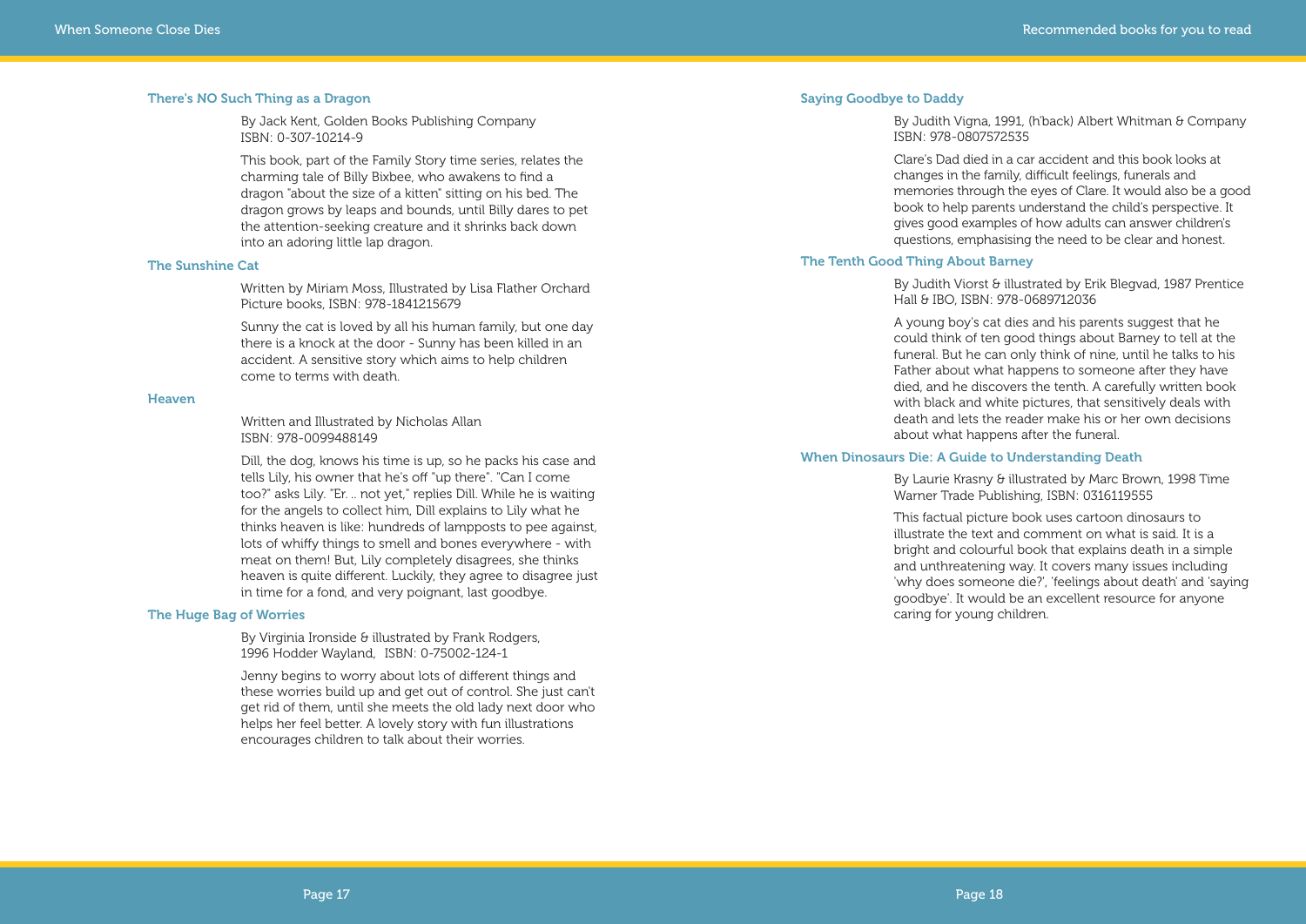### There's NO Such Thing as a Dragon

By Jack Kent, Golden Books Publishing Company
ISBN: 0-307-10214-9

This book, part of the Family Story time series, relates the charming tale of Billy Bixbee, who awakens to find a dragon "about the size of a kitten" sitting on his bed. The dragon grows by leaps and bounds, until Billy dares to pet the attention-seeking creature and it shrinks back down into an adoring little lap dragon.

### The Sunshine Cat

Written by Miriam Moss, Illustrated by Lisa Flather Orchard Picture books, ISBN: 978-1841215679

Sunny the cat is loved by all his human family, but one day there is a knock at the door - Sunny has been killed in an accident. A sensitive story which aims to help children come to terms with death.

### Heaven

Written and Illustrated by Nicholas Allan
ISBN: 978-0099488149

Dill, the dog, knows his time is up, so he packs his case and tells Lily, his owner that he's off "up there". "Can I come too?" asks Lily. "Er. .. not yet," replies Dill. While he is waiting for the angels to collect him, Dill explains to Lily what he thinks heaven is like: hundreds of lampposts to pee against, lots of whiffy things to smell and bones everywhere - with meat on them! But, Lily completely disagrees, she thinks heaven is quite different. Luckily, they agree to disagree just in time for a fond, and very poignant, last goodbye.

### The Huge Bag of Worries

By Virginia Ironside & illustrated by Frank Rodgers,
1996 Hodder Wayland, ISBN: 0-75002-124-1

Jenny begins to worry about lots of different things and these worries build up and get out of control. She just can't get rid of them, until she meets the old lady next door who helps her feel better. A lovely story with fun illustrations encourages children to talk about their worries.

### Saying Goodbye to Daddy

By Judith Vigna, 1991, (h'back) Albert Whitman & Company
ISBN: 978-0807572535

Clare's Dad died in a car accident and this book looks at changes in the family, difficult feelings, funerals and memories through the eyes of Clare. It would also be a good book to help parents understand the child's perspective. It gives good examples of how adults can answer children's questions, emphasising the need to be clear and honest.

### The Tenth Good Thing About Barney

By Judith Viorst & illustrated by Erik Blegvad, 1987 Prentice Hall & IBO, ISBN: 978-0689712036

A young boy's cat dies and his parents suggest that he could think of ten good things about Barney to tell at the funeral. But he can only think of nine, until he talks to his Father about what happens to someone after they have died, and he discovers the tenth. A carefully written book with black and white pictures, that sensitively deals with death and lets the reader make his or her own decisions about what happens after the funeral.

### When Dinosaurs Die: A Guide to Understanding Death

By Laurie Krasny & illustrated by Marc Brown, 1998 Time Warner Trade Publishing, ISBN: 0316119555

This factual picture book uses cartoon dinosaurs to illustrate the text and comment on what is said. It is a bright and colourful book that explains death in a simple and unthreatening way. It covers many issues including 'why does someone die?', 'feelings about death' and 'saying goodbye'. It would be an excellent resource for anyone caring for young children.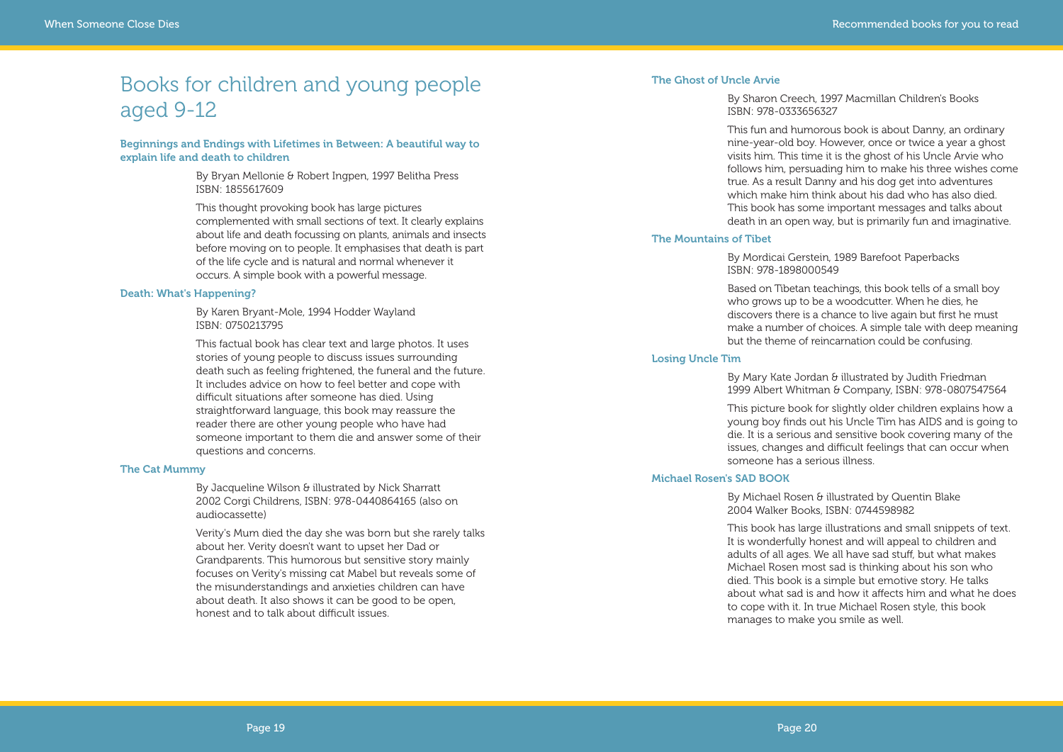# Books for children and young people aged 9-12

### Beginnings and Endings with Lifetimes in Between: A beautiful way to explain life and death to children

By Bryan Mellonie & Robert Ingpen, 1997 Belitha Press
ISBN: 1855617609

This thought provoking book has large pictures complemented with small sections of text. It clearly explains about life and death focussing on plants, animals and insects before moving on to people. It emphasises that death is part of the life cycle and is natural and normal whenever it occurs. A simple book with a powerful message.

### Death: What's Happening?

By Karen Bryant-Mole, 1994 Hodder Wayland
ISBN: 0750213795

This factual book has clear text and large photos. It uses stories of young people to discuss issues surrounding death such as feeling frightened, the funeral and the future. It includes advice on how to feel better and cope with difficult situations after someone has died. Using straightforward language, this book may reassure the reader there are other young people who have had someone important to them die and answer some of their questions and concerns.

### The Cat Mummy

By Jacqueline Wilson & illustrated by Nick Sharratt
2002 Corgi Childrens, ISBN: 978-0440864165 (also on audiocassette)

Verity's Mum died the day she was born but she rarely talks about her. Verity doesn't want to upset her Dad or Grandparents. This humorous but sensitive story mainly focuses on Verity's missing cat Mabel but reveals some of the misunderstandings and anxieties children can have about death. It also shows it can be good to be open, honest and to talk about difficult issues.

### The Ghost of Uncle Arvie

By Sharon Creech, 1997 Macmillan Children's Books
ISBN: 978-0333656327

This fun and humorous book is about Danny, an ordinary nine-year-old boy. However, once or twice a year a ghost visits him. This time it is the ghost of his Uncle Arvie who follows him, persuading him to make his three wishes come true. As a result Danny and his dog get into adventures which make him think about his dad who has also died. This book has some important messages and talks about death in an open way, but is primarily fun and imaginative.

### The Mountains of Tibet

By Mordicai Gerstein, 1989 Barefoot Paperbacks
ISBN: 978-1898000549

Based on Tibetan teachings, this book tells of a small boy who grows up to be a woodcutter. When he dies, he discovers there is a chance to live again but first he must make a number of choices. A simple tale with deep meaning but the theme of reincarnation could be confusing.

### Losing Uncle Tim

By Mary Kate Jordan & illustrated by Judith Friedman
1999 Albert Whitman & Company, ISBN: 978-0807547564

This picture book for slightly older children explains how a young boy finds out his Uncle Tim has AIDS and is going to die. It is a serious and sensitive book covering many of the issues, changes and difficult feelings that can occur when someone has a serious illness.

### Michael Rosen's SAD BOOK

By Michael Rosen & illustrated by Quentin Blake
2004 Walker Books, ISBN: 0744598982

This book has large illustrations and small snippets of text. It is wonderfully honest and will appeal to children and adults of all ages. We all have sad stuff, but what makes Michael Rosen most sad is thinking about his son who died. This book is a simple but emotive story. He talks about what sad is and how it affects him and what he does to cope with it. In true Michael Rosen style, this book manages to make you smile as well.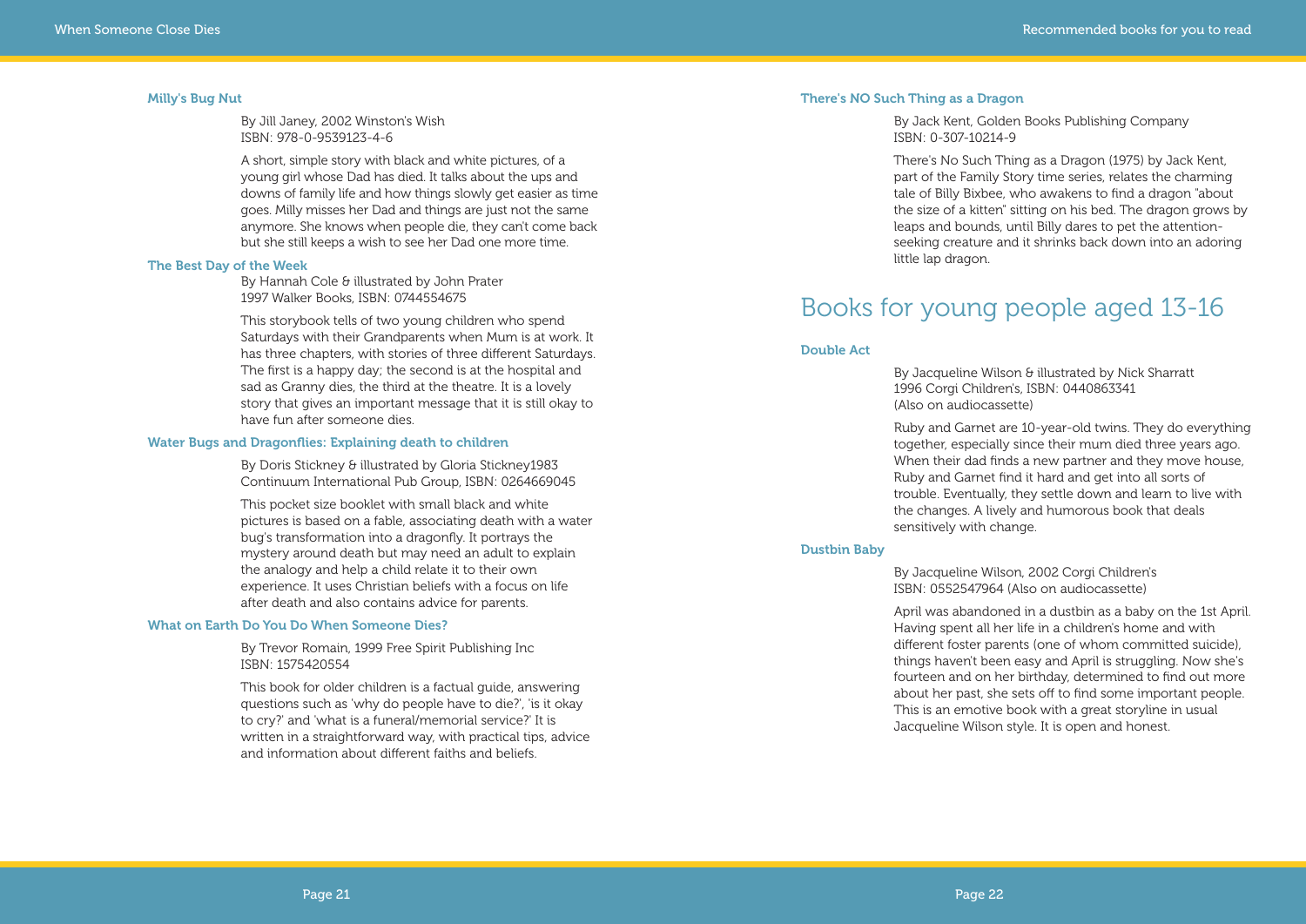### Milly's Bug Nut

By Jill Janey, 2002 Winston's Wish
ISBN: 978-0-9539123-4-6

A short, simple story with black and white pictures, of a young girl whose Dad has died. It talks about the ups and downs of family life and how things slowly get easier as time goes. Milly misses her Dad and things are just not the same anymore. She knows when people die, they can't come back but she still keeps a wish to see her Dad one more time.

### The Best Day of the Week

By Hannah Cole & illustrated by John Prater
1997 Walker Books, ISBN: 0744554675

This storybook tells of two young children who spend Saturdays with their Grandparents when Mum is at work. It has three chapters, with stories of three different Saturdays. The first is a happy day; the second is at the hospital and sad as Granny dies, the third at the theatre. It is a lovely story that gives an important message that it is still okay to have fun after someone dies.

### Water Bugs and Dragonflies: Explaining death to children

By Doris Stickney & illustrated by Gloria Stickney1983
Continuum International Pub Group, ISBN: 0264669045

This pocket size booklet with small black and white pictures is based on a fable, associating death with a water bug's transformation into a dragonfly. It portrays the mystery around death but may need an adult to explain the analogy and help a child relate it to their own experience. It uses Christian beliefs with a focus on life after death and also contains advice for parents.

### What on Earth Do You Do When Someone Dies?

By Trevor Romain, 1999 Free Spirit Publishing Inc
ISBN: 1575420554

This book for older children is a factual guide, answering questions such as 'why do people have to die?', 'is it okay to cry?' and 'what is a funeral/memorial service?' It is written in a straightforward way, with practical tips, advice and information about different faiths and beliefs.

### There's NO Such Thing as a Dragon

By Jack Kent, Golden Books Publishing Company
ISBN: 0-307-10214-9

There's No Such Thing as a Dragon (1975) by Jack Kent, part of the Family Story time series, relates the charming tale of Billy Bixbee, who awakens to find a dragon "about the size of a kitten" sitting on his bed. The dragon grows by leaps and bounds, until Billy dares to pet the attention-seeking creature and it shrinks back down into an adoring little lap dragon.

## Books for young people aged 13-16

### Double Act

By Jacqueline Wilson & illustrated by Nick Sharratt
1996 Corgi Children's, ISBN: 0440863341
(Also on audiocassette)

Ruby and Garnet are 10-year-old twins. They do everything together, especially since their mum died three years ago. When their dad finds a new partner and they move house, Ruby and Garnet find it hard and get into all sorts of trouble. Eventually, they settle down and learn to live with the changes. A lively and humorous book that deals sensitively with change.

### Dustbin Baby

By Jacqueline Wilson, 2002 Corgi Children's
ISBN: 0552547964 (Also on audiocassette)

April was abandoned in a dustbin as a baby on the 1st April. Having spent all her life in a children's home and with different foster parents (one of whom committed suicide), things haven't been easy and April is struggling. Now she's fourteen and on her birthday, determined to find out more about her past, she sets off to find some important people. This is an emotive book with a great storyline in usual Jacqueline Wilson style. It is open and honest.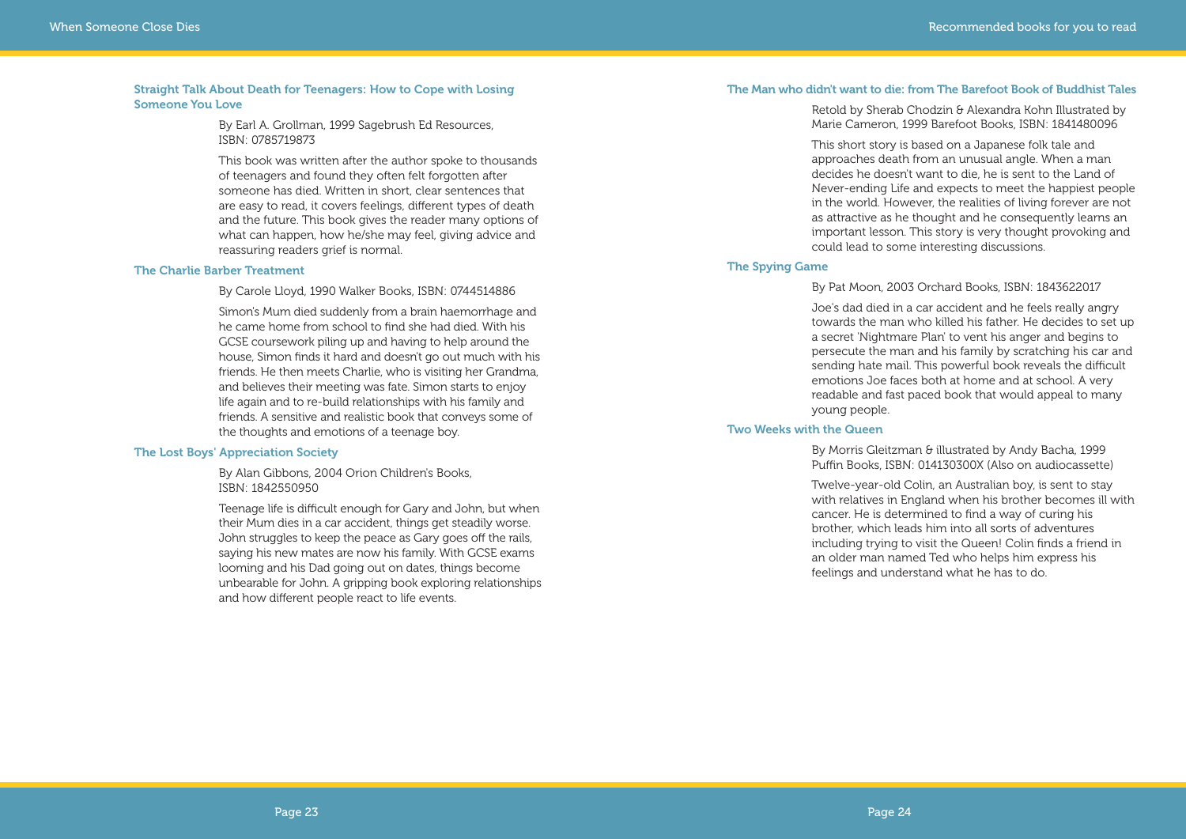### Straight Talk About Death for Teenagers: How to Cope with Losing Someone You Love

By Earl A. Grollman, 1999 Sagebrush Ed Resources, ISBN: 0785719873

This book was written after the author spoke to thousands of teenagers and found they often felt forgotten after someone has died. Written in short, clear sentences that are easy to read, it covers feelings, different types of death and the future. This book gives the reader many options of what can happen, how he/she may feel, giving advice and reassuring readers grief is normal.

### The Charlie Barber Treatment

By Carole Lloyd, 1990 Walker Books, ISBN: 0744514886

Simon's Mum died suddenly from a brain haemorrhage and he came home from school to find she had died. With his GCSE coursework piling up and having to help around the house, Simon finds it hard and doesn't go out much with his friends. He then meets Charlie, who is visiting her Grandma, and believes their meeting was fate. Simon starts to enjoy life again and to re-build relationships with his family and friends. A sensitive and realistic book that conveys some of the thoughts and emotions of a teenage boy.

### The Lost Boys' Appreciation Society

By Alan Gibbons, 2004 Orion Children's Books, ISBN: 1842550950

Teenage life is difficult enough for Gary and John, but when their Mum dies in a car accident, things get steadily worse. John struggles to keep the peace as Gary goes off the rails, saying his new mates are now his family. With GCSE exams looming and his Dad going out on dates, things become unbearable for John. A gripping book exploring relationships and how different people react to life events.

### The Man who didn't want to die: from The Barefoot Book of Buddhist Tales

Retold by Sherab Chodzin & Alexandra Kohn Illustrated by Marie Cameron, 1999 Barefoot Books, ISBN: 1841480096

This short story is based on a Japanese folk tale and approaches death from an unusual angle. When a man decides he doesn't want to die, he is sent to the Land of Never-ending Life and expects to meet the happiest people in the world. However, the realities of living forever are not as attractive as he thought and he consequently learns an important lesson. This story is very thought provoking and could lead to some interesting discussions.

### The Spying Game

By Pat Moon, 2003 Orchard Books, ISBN: 1843622017

Joe's dad died in a car accident and he feels really angry towards the man who killed his father. He decides to set up a secret 'Nightmare Plan' to vent his anger and begins to persecute the man and his family by scratching his car and sending hate mail. This powerful book reveals the difficult emotions Joe faces both at home and at school. A very readable and fast paced book that would appeal to many young people.

### Two Weeks with the Queen

By Morris Gleitzman & illustrated by Andy Bacha, 1999 Puffin Books, ISBN: 014130300X (Also on audiocassette)

Twelve-year-old Colin, an Australian boy, is sent to stay with relatives in England when his brother becomes ill with cancer. He is determined to find a way of curing his brother, which leads him into all sorts of adventures including trying to visit the Queen! Colin finds a friend in an older man named Ted who helps him express his feelings and understand what he has to do.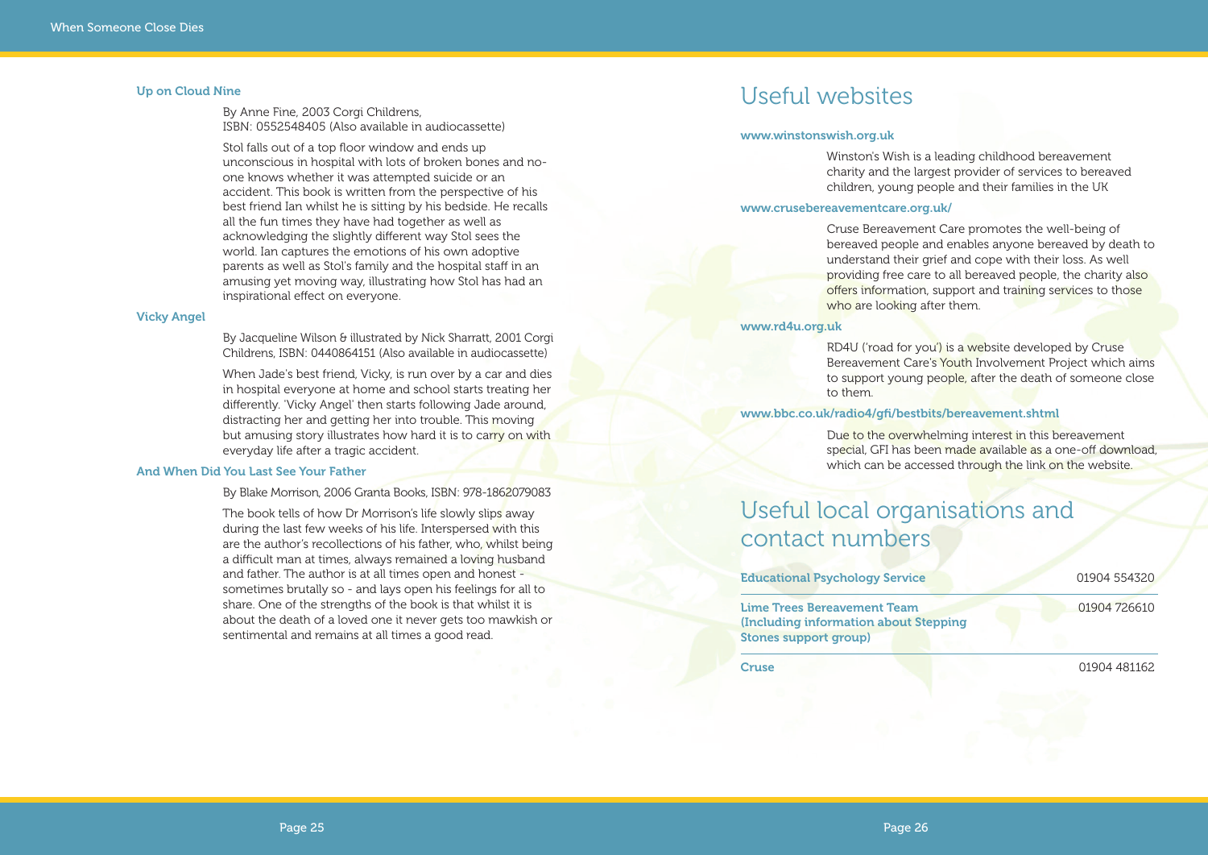### Up on Cloud Nine

By Anne Fine, 2003 Corgi Childrens,
ISBN: 0552548405 (Also available in audiocassette)

Stol falls out of a top floor window and ends up unconscious in hospital with lots of broken bones and no-one knows whether it was attempted suicide or an accident. This book is written from the perspective of his best friend Ian whilst he is sitting by his bedside. He recalls all the fun times they have had together as well as acknowledging the slightly different way Stol sees the world. Ian captures the emotions of his own adoptive parents as well as Stol's family and the hospital staff in an amusing yet moving way, illustrating how Stol has had an inspirational effect on everyone.

### Vicky Angel

By Jacqueline Wilson & illustrated by Nick Sharratt, 2001 Corgi Childrens, ISBN: 0440864151 (Also available in audiocassette)

When Jade's best friend, Vicky, is run over by a car and dies in hospital everyone at home and school starts treating her differently. 'Vicky Angel' then starts following Jade around, distracting her and getting her into trouble. This moving but amusing story illustrates how hard it is to carry on with everyday life after a tragic accident.

### And When Did You Last See Your Father

By Blake Morrison, 2006 Granta Books, ISBN: 978-1862079083

The book tells of how Dr Morrison's life slowly slips away during the last few weeks of his life. Interspersed with this are the author's recollections of his father, who, whilst being a difficult man at times, always remained a loving husband and father. The author is at all times open and honest - sometimes brutally so - and lays open his feelings for all to share. One of the strengths of the book is that whilst it is about the death of a loved one it never gets too mawkish or sentimental and remains at all times a good read.

## Useful websites

### www.winstonswish.org.uk

Winston's Wish is a leading childhood bereavement charity and the largest provider of services to bereaved children, young people and their families in the UK

### www.crusebereavementcare.org.uk/

Cruse Bereavement Care promotes the well-being of bereaved people and enables anyone bereaved by death to understand their grief and cope with their loss. As well providing free care to all bereaved people, the charity also offers information, support and training services to those who are looking after them.

### www.rd4u.org.uk

RD4U ('road for you') is a website developed by Cruse Bereavement Care's Youth Involvement Project which aims to support young people, after the death of someone close to them.

### www.bbc.co.uk/radio4/gfi/bestbits/bereavement.shtml

Due to the overwhelming interest in this bereavement special, GFI has been made available as a one-off download, which can be accessed through the link on the website.

## Useful local organisations and contact numbers

| | |
|---|---|
| **Educational Psychology Service** | 01904 554320 |
| **Lime Trees Bereavement Team (Including information about Stepping Stones support group)** | 01904 726610 |
| **Cruse** | 01904 481162 |